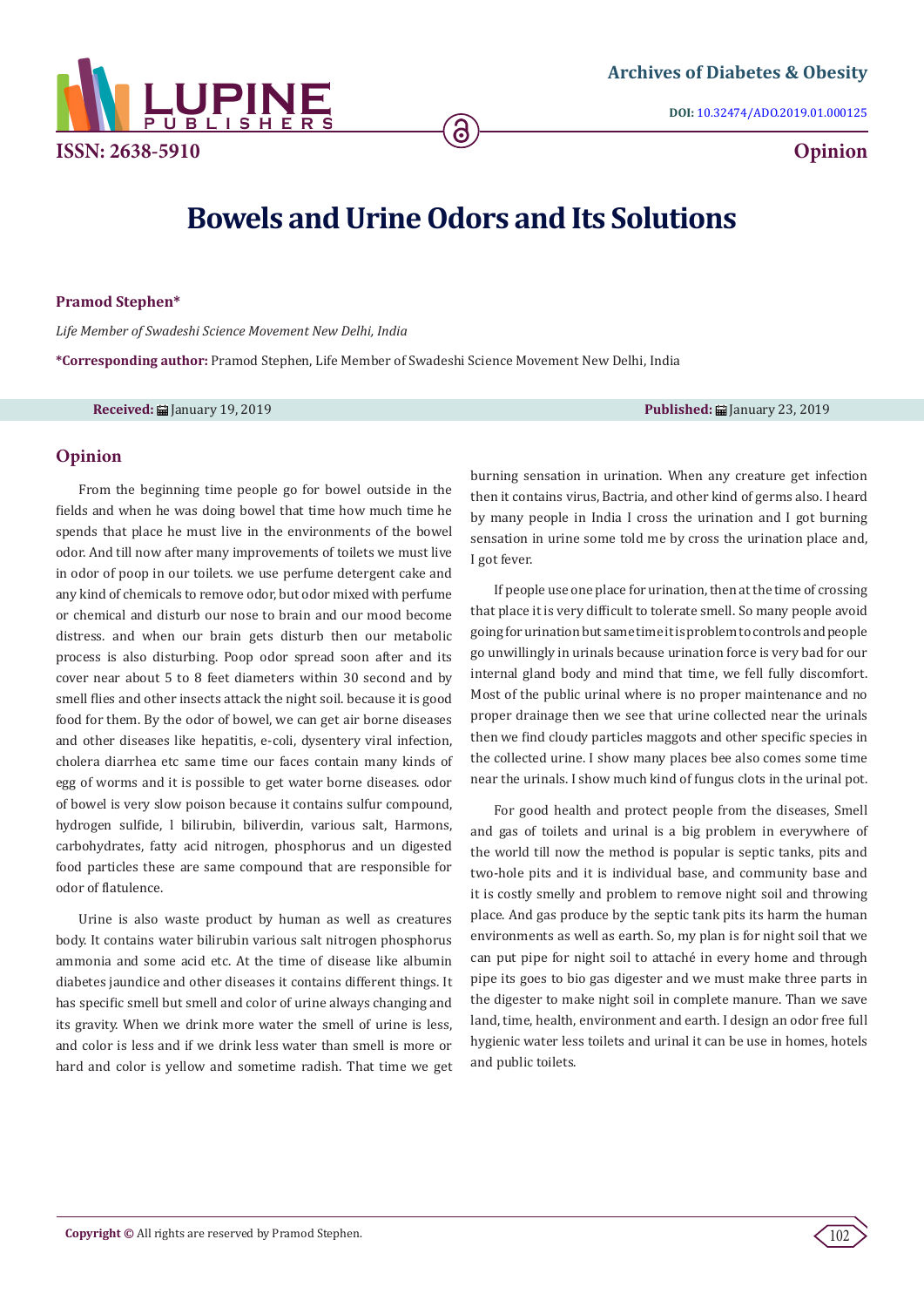Archives of Diabetes & Obesity

DOI: 10.32474/ADO.2019.01.000125

ISSN: 2638-5910

Opinion

# Bowels and Urine Odors and Its Solutions

**Pramod Stephen***

*Life Member of Swadeshi Science Movement New Delhi, India*

***Corresponding author:** Pramod Stephen, Life Member of Swadeshi Science Movement New Delhi, India

**Received:** January 19, 2019 **Published:** January 23, 2019

## Opinion

From the beginning time people go for bowel outside in the fields and when he was doing bowel that time how much time he spends that place he must live in the environments of the bowel odor. And till now after many improvements of toilets we must live in odor of poop in our toilets. we use perfume detergent cake and any kind of chemicals to remove odor, but odor mixed with perfume or chemical and disturb our nose to brain and our mood become distress. and when our brain gets disturb then our metabolic process is also disturbing. Poop odor spread soon after and its cover near about 5 to 8 feet diameters within 30 second and by smell flies and other insects attack the night soil. because it is good food for them. By the odor of bowel, we can get air borne diseases and other diseases like hepatitis, e-coli, dysentery viral infection, cholera diarrhea etc same time our faces contain many kinds of egg of worms and it is possible to get water borne diseases. odor of bowel is very slow poison because it contains sulfur compound, hydrogen sulfide, l bilirubin, biliverdin, various salt, Harmons, carbohydrates, fatty acid nitrogen, phosphorus and un digested food particles these are same compound that are responsible for odor of flatulence.

Urine is also waste product by human as well as creatures body. It contains water bilirubin various salt nitrogen phosphorus ammonia and some acid etc. At the time of disease like albumin diabetes jaundice and other diseases it contains different things. It has specific smell but smell and color of urine always changing and its gravity. When we drink more water the smell of urine is less, and color is less and if we drink less water than smell is more or hard and color is yellow and sometime radish. That time we get burning sensation in urination. When any creature get infection then it contains virus, Bactria, and other kind of germs also. I heard by many people in India I cross the urination and I got burning sensation in urine some told me by cross the urination place and, I got fever.

If people use one place for urination, then at the time of crossing that place it is very difficult to tolerate smell. So many people avoid going for urination but same time it is problem to controls and people go unwillingly in urinals because urination force is very bad for our internal gland body and mind that time, we fell fully discomfort. Most of the public urinal where is no proper maintenance and no proper drainage then we see that urine collected near the urinals then we find cloudy particles maggots and other specific species in the collected urine. I show many places bee also comes some time near the urinals. I show much kind of fungus clots in the urinal pot.

For good health and protect people from the diseases, Smell and gas of toilets and urinal is a big problem in everywhere of the world till now the method is popular is septic tanks, pits and two-hole pits and it is individual base, and community base and it is costly smelly and problem to remove night soil and throwing place. And gas produce by the septic tank pits its harm the human environments as well as earth. So, my plan is for night soil that we can put pipe for night soil to attaché in every home and through pipe its goes to bio gas digester and we must make three parts in the digester to make night soil in complete manure. Than we save land, time, health, environment and earth. I design an odor free full hygienic water less toilets and urinal it can be use in homes, hotels and public toilets.

**Copyright ©** All rights are reserved by Pramod Stephen.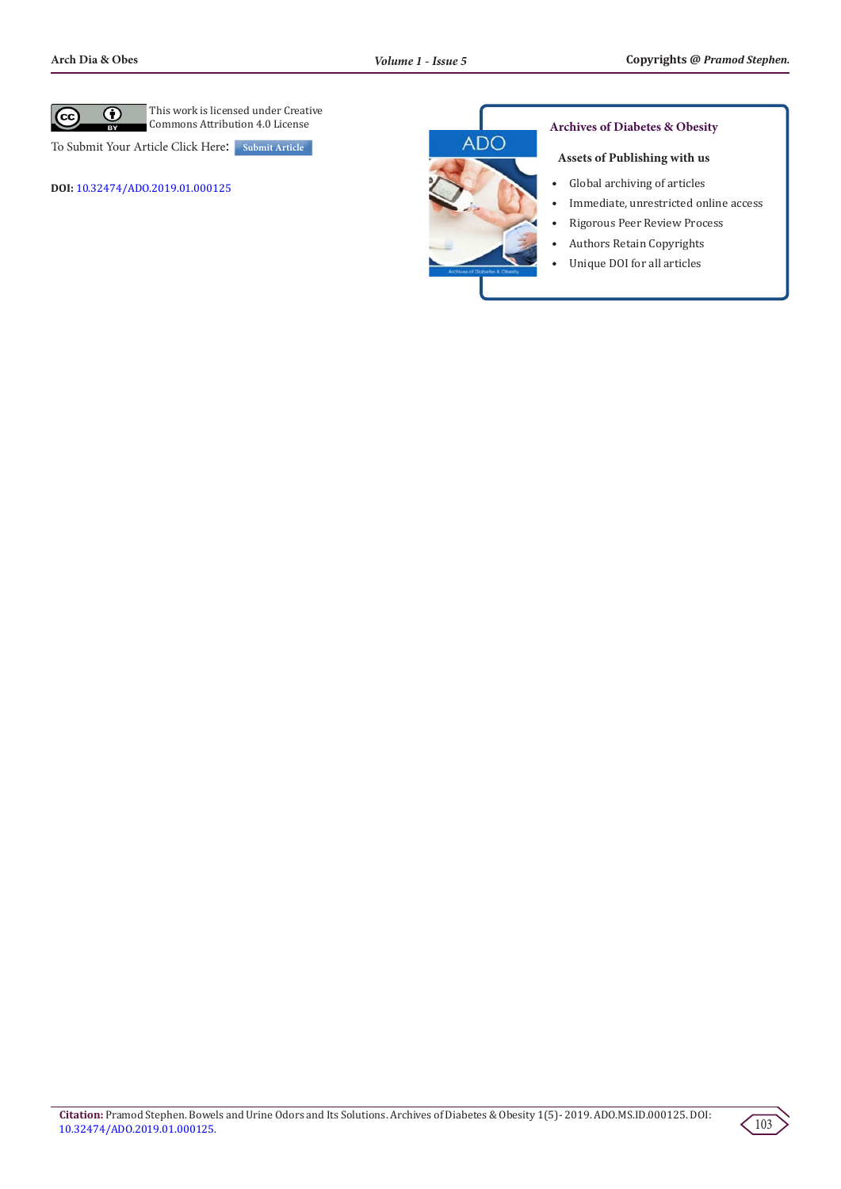This work is licensed under Creative Commons Attribution 4.0 License

To Submit Your Article Click Here: Submit Article

**DOI:** 10.32474/ADO.2019.01.000125

**Archives of Diabetes & Obesity**

**Assets of Publishing with us**

- Global archiving of articles
- Immediate, unrestricted online access
- Rigorous Peer Review Process
- Authors Retain Copyrights
- Unique DOI for all articles

**Citation:** Pramod Stephen. Bowels and Urine Odors and Its Solutions. Archives of Diabetes & Obesity 1(5)- 2019. ADO.MS.ID.000125. DOI: 10.32474/ADO.2019.01.000125.